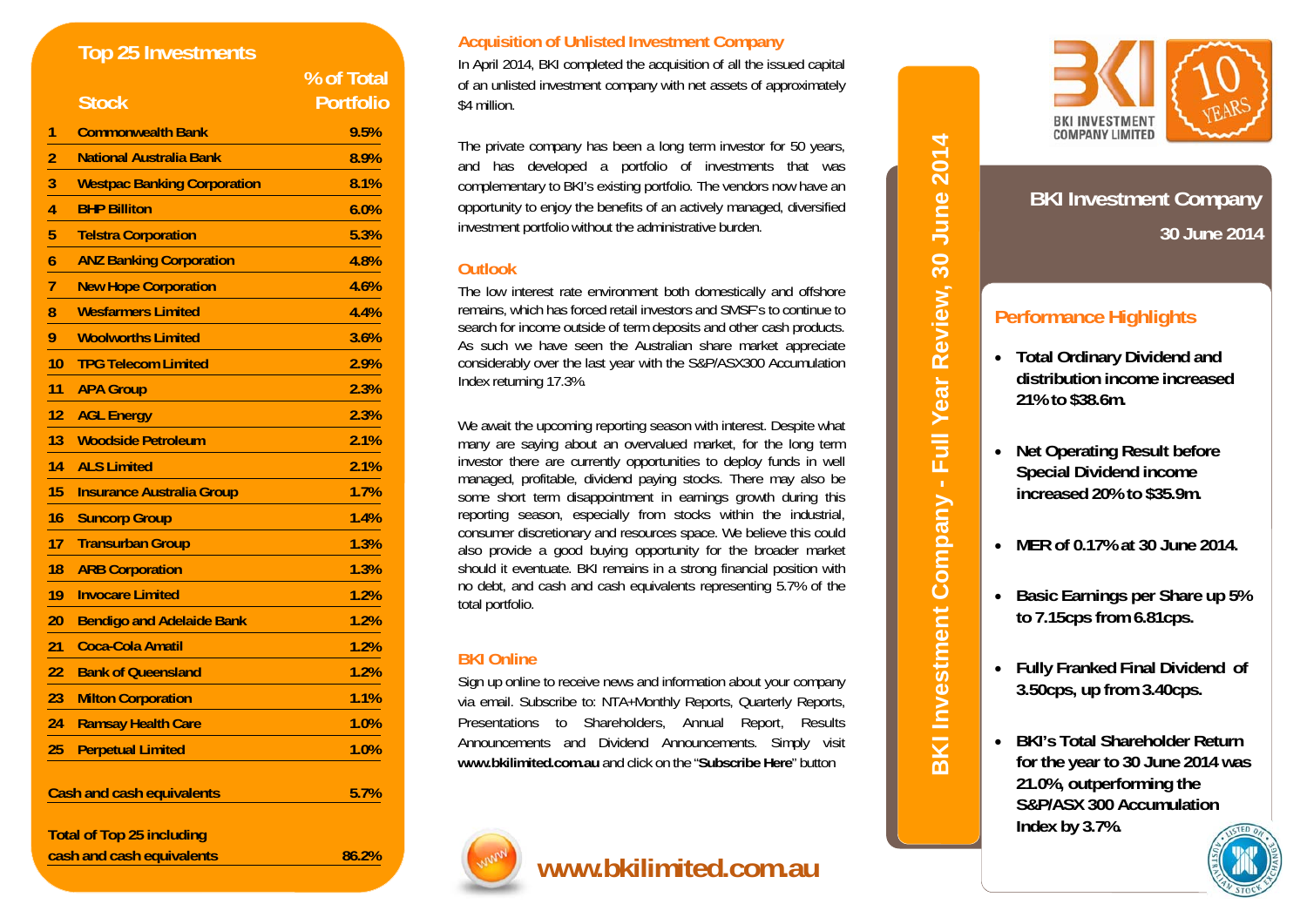# BKI Investment Company

## 30 June 2014

BKI Investment Company - Full Year Review, 30 June 2014

## Performance Highlights

- **Total Ordinary Dividend and distribution income increased 21% to $38.6m.**
- **Net Operating Result before Special Dividend income increased 20% to $35.9m.**
- **MER of 0.17% at 30 June 2014.**
- **Basic Earnings per Share up 5% to 7.15cps from 6.81cps.**
- **Fully Franked Final Dividend of 3.50cps, up from 3.40cps.**
- **BKI's Total Shareholder Return for the year to 30 June 2014 was 21.0%, outperforming the S&P/ASX 300 Accumulation Index by 3.7%.**

## Top 25 Investments

| | Stock | % of Total Portfolio |
|---|---|---|
| 1 | Commonwealth Bank | 9.5% |
| 2 | National Australia Bank | 8.9% |
| 3 | Westpac Banking Corporation | 8.1% |
| 4 | BHP Billiton | 6.0% |
| 5 | Telstra Corporation | 5.3% |
| 6 | ANZ Banking Corporation | 4.8% |
| 7 | New Hope Corporation | 4.6% |
| 8 | Wesfarmers Limited | 4.4% |
| 9 | Woolworths Limited | 3.6% |
| 10 | TPG Telecom Limited | 2.9% |
| 11 | APA Group | 2.3% |
| 12 | AGL Energy | 2.3% |
| 13 | Woodside Petroleum | 2.1% |
| 14 | ALS Limited | 2.1% |
| 15 | Insurance Australia Group | 1.7% |
| 16 | Suncorp Group | 1.4% |
| 17 | Transurban Group | 1.3% |
| 18 | ARB Corporation | 1.3% |
| 19 | Invocare Limited | 1.2% |
| 20 | Bendigo and Adelaide Bank | 1.2% |
| 21 | Coca-Cola Amatil | 1.2% |
| 22 | Bank of Queensland | 1.2% |
| 23 | Milton Corporation | 1.1% |
| 24 | Ramsay Health Care | 1.0% |
| 25 | Perpetual Limited | 1.0% |
| | Cash and cash equivalents | 5.7% |
| | Total of Top 25 including cash and cash equivalents | 86.2% |

## Acquisition of Unlisted Investment Company

In April 2014, BKI completed the acquisition of all the issued capital of an unlisted investment company with net assets of approximately $4 million.

The private company has been a long term investor for 50 years, and has developed a portfolio of investments that was complementary to BKI's existing portfolio. The vendors now have an opportunity to enjoy the benefits of an actively managed, diversified investment portfolio without the administrative burden.

## Outlook

The low interest rate environment both domestically and offshore remains, which has forced retail investors and SMSF's to continue to search for income outside of term deposits and other cash products. As such we have seen the Australian share market appreciate considerably over the last year with the S&P/ASX300 Accumulation Index returning 17.3%.

We await the upcoming reporting season with interest. Despite what many are saying about an overvalued market, for the long term investor there are currently opportunities to deploy funds in well managed, profitable, dividend paying stocks. There may also be some short term disappointment in earnings growth during this reporting season, especially from stocks within the industrial, consumer discretionary and resources space. We believe this could also provide a good buying opportunity for the broader market should it eventuate. BKI remains in a strong financial position with no debt, and cash and cash equivalents representing 5.7% of the total portfolio.

## BKI Online

Sign up online to receive news and information about your company via email. Subscribe to: NTA+Monthly Reports, Quarterly Reports, Presentations to Shareholders, Annual Report, Results Announcements and Dividend Announcements. Simply visit **www.bkilimited.com.au** and click on the "**Subscribe Here**" button

**www.bkilimited.com.au**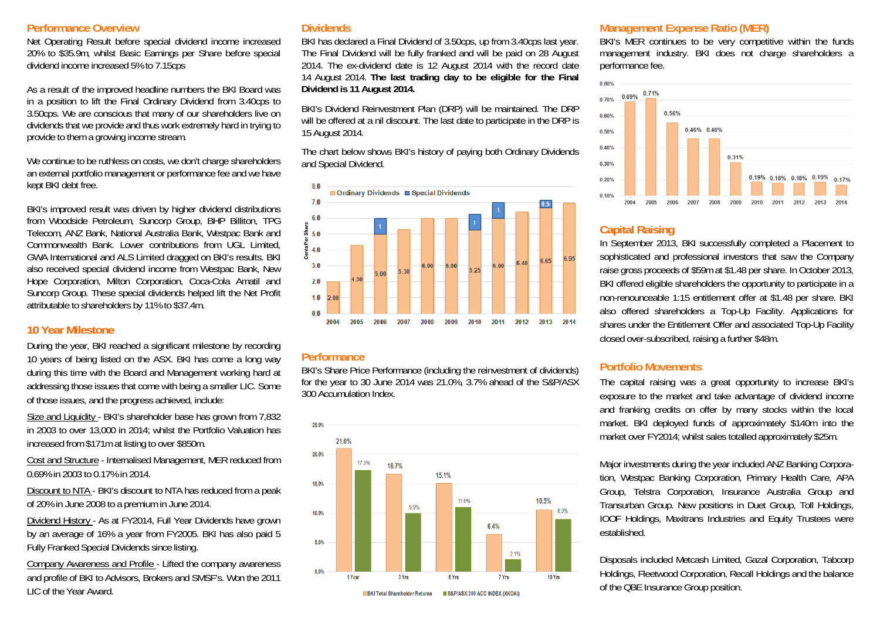## Performance Overview

Net Operating Result before special dividend income increased 20% to $35.9m, whilst Basic Earnings per Share before special dividend income increased 5% to 7.15cps

As a result of the improved headline numbers the BKI Board was in a position to lift the Final Ordinary Dividend from 3.40cps to 3.50cps. We are conscious that many of our shareholders live on dividends that we provide and thus work extremely hard in trying to provide to them a growing income stream.

We continue to be ruthless on costs, we don't charge shareholders an external portfolio management or performance fee and we have kept BKI debt free.

BKI's improved result was driven by higher dividend distributions from Woodside Petroleum, Suncorp Group, BHP Billiton, TPG Telecom, ANZ Bank, National Australia Bank, Westpac Bank and Commonwealth Bank. Lower contributions from UGL Limited, GWA International and ALS Limited dragged on BKI's results. BKI also received special dividend income from Westpac Bank, New Hope Corporation, Milton Corporation, Coca-Cola Amatil and Suncorp Group. These special dividends helped lift the Net Profit attributable to shareholders by 11% to $37.4m.

## 10 Year Milestone

During the year, BKI reached a significant milestone by recording 10 years of being listed on the ASX. BKI has come a long way during this time with the Board and Management working hard at addressing those issues that come with being a smaller LIC. Some of those issues, and the progress achieved, include:

Size and Liquidity - BKI's shareholder base has grown from 7,832 in 2003 to over 13,000 in 2014; whilst the Portfolio Valuation has increased from $171m at listing to over $850m.

Cost and Structure - Internalised Management, MER reduced from 0.69% in 2003 to 0.17% in 2014.

Discount to NTA - BKI's discount to NTA has reduced from a peak of 20% in June 2008 to a premium in June 2014.

Dividend History - As at FY2014, Full Year Dividends have grown by an average of 16% a year from FY2005. BKI has also paid 5 Fully Franked Special Dividends since listing.

Company Awareness and Profile - Lifted the company awareness and profile of BKI to Advisors, Brokers and SMSF's. Won the 2011 LIC of the Year Award.

## Dividends

BKI has declared a Final Dividend of 3.50cps, up from 3.40cps last year. The Final Dividend will be fully franked and will be paid on 28 August 2014. The ex-dividend date is 12 August 2014 with the record date 14 August 2014. **The last trading day to be eligible for the Final Dividend is 11 August 2014.**

BKI's Dividend Reinvestment Plan (DRP) will be maintained. The DRP will be offered at a nil discount. The last date to participate in the DRP is 15 August 2014.

The chart below shows BKI's history of paying both Ordinary Dividends and Special Dividend.

Ordinary Dividends | Special Dividends
Cents Per Share
2004: 2.00
2005: 4.30
2006: 5.00, 1
2007: 5.30
2008: 6.00
2009: 6.00
2010: 5.25, 1
2011: 6.00, 1
2012: 6.40
2013: 6.65, 0.5
2014: 6.95

## Performance

BKI's Share Price Performance (including the reinvestment of dividends) for the year to 30 June 2014 was 21.0%, 3.7% ahead of the S&P/ASX 300 Accumulation Index.

1 Year: 21.0%, 17.3%
3 Yrs: 16.7%, 9.9%
5 Yrs: 15.1%, 11.0%
7 Yrs: 6.4%, 2.1%
10 Yrs: 10.5%, 8.9%
BKI Total Shareholder Returns | S&P/ASX 300 ACC INDEX (XKOAI)

## Management Expense Ratio (MER)

BKI's MER continues to be very competitive within the funds management industry. BKI does not charge shareholders a performance fee.

2004: 0.69%
2005: 0.71%
2006: 0.56%
2007: 0.46%
2008: 0.46%
2009: 0.31%
2010: 0.19%
2011: 0.18%
2012: 0.18%
2013: 0.19%
2014: 0.17%

## Capital Raising

In September 2013, BKI successfully completed a Placement to sophisticated and professional investors that saw the Company raise gross proceeds of $59m at $1.48 per share. In October 2013, BKI offered eligible shareholders the opportunity to participate in a non-renounceable 1:15 entitlement offer at $1.48 per share. BKI also offered shareholders a Top-Up Facility. Applications for shares under the Entitlement Offer and associated Top-Up Facility closed over-subscribed, raising a further $48m.

## Portfolio Movements

The capital raising was a great opportunity to increase BKI's exposure to the market and take advantage of dividend income and franking credits on offer by many stocks within the local market. BKI deployed funds of approximately $140m into the market over FY2014; whilst sales totalled approximately $25m.

Major investments during the year included ANZ Banking Corporation, Westpac Banking Corporation, Primary Health Care, APA Group, Telstra Corporation, Insurance Australia Group and Transurban Group. New positions in Duet Group, Toll Holdings, IOOF Holdings, Maxitrans Industries and Equity Trustees were established.

Disposals included Metcash Limited, Gazal Corporation, Tabcorp Holdings, Fleetwood Corporation, Recall Holdings and the balance of the QBE Insurance Group position.